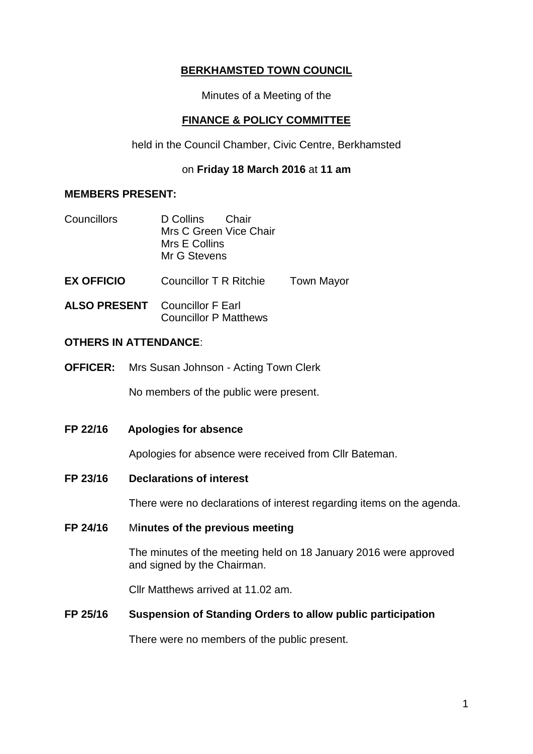# BERKHAMSTED TOWN COUNCIL

Minutes of a Meeting of the

## FINANCE & POLICY COMMITTEE

held in the Council Chamber, Civic Centre, Berkhamsted

on **Friday 18 March 2016** at **11 am**

**MEMBERS PRESENT:**

Councillors D Collins Chair
Mrs C Green Vice Chair
Mrs E Collins
Mr G Stevens

**EX OFFICIO** Councillor T R Ritchie Town Mayor

**ALSO PRESENT** Councillor F Earl
Councillor P Matthews

**OTHERS IN ATTENDANCE**:

**OFFICER:** Mrs Susan Johnson - Acting Town Clerk

No members of the public were present.

**FP 22/16 Apologies for absence**

Apologies for absence were received from Cllr Bateman.

**FP 23/16 Declarations of interest**

There were no declarations of interest regarding items on the agenda.

**FP 24/16 Minutes of the previous meeting**

The minutes of the meeting held on 18 January 2016 were approved and signed by the Chairman.

Cllr Matthews arrived at 11.02 am.

**FP 25/16 Suspension of Standing Orders to allow public participation**

There were no members of the public present.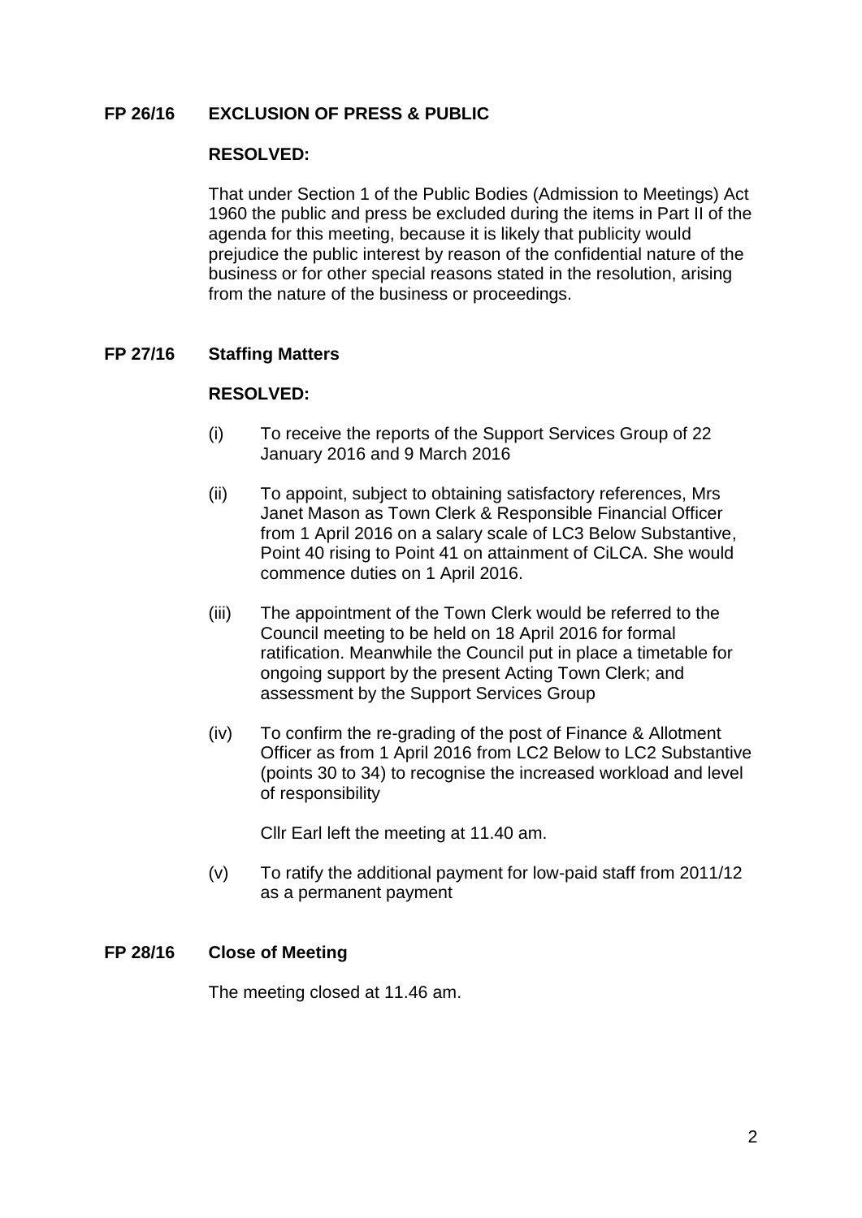**FP 26/16 EXCLUSION OF PRESS & PUBLIC**

**RESOLVED:**

That under Section 1 of the Public Bodies (Admission to Meetings) Act 1960 the public and press be excluded during the items in Part II of the agenda for this meeting, because it is likely that publicity would prejudice the public interest by reason of the confidential nature of the business or for other special reasons stated in the resolution, arising from the nature of the business or proceedings.

**FP 27/16 Staffing Matters**

**RESOLVED:**

(i) To receive the reports of the Support Services Group of 22 January 2016 and 9 March 2016

(ii) To appoint, subject to obtaining satisfactory references, Mrs Janet Mason as Town Clerk & Responsible Financial Officer from 1 April 2016 on a salary scale of LC3 Below Substantive, Point 40 rising to Point 41 on attainment of CiLCA. She would commence duties on 1 April 2016.

(iii) The appointment of the Town Clerk would be referred to the Council meeting to be held on 18 April 2016 for formal ratification. Meanwhile the Council put in place a timetable for ongoing support by the present Acting Town Clerk; and assessment by the Support Services Group

(iv) To confirm the re-grading of the post of Finance & Allotment Officer as from 1 April 2016 from LC2 Below to LC2 Substantive (points 30 to 34) to recognise the increased workload and level of responsibility

Cllr Earl left the meeting at 11.40 am.

(v) To ratify the additional payment for low-paid staff from 2011/12 as a permanent payment

**FP 28/16 Close of Meeting**

The meeting closed at 11.46 am.